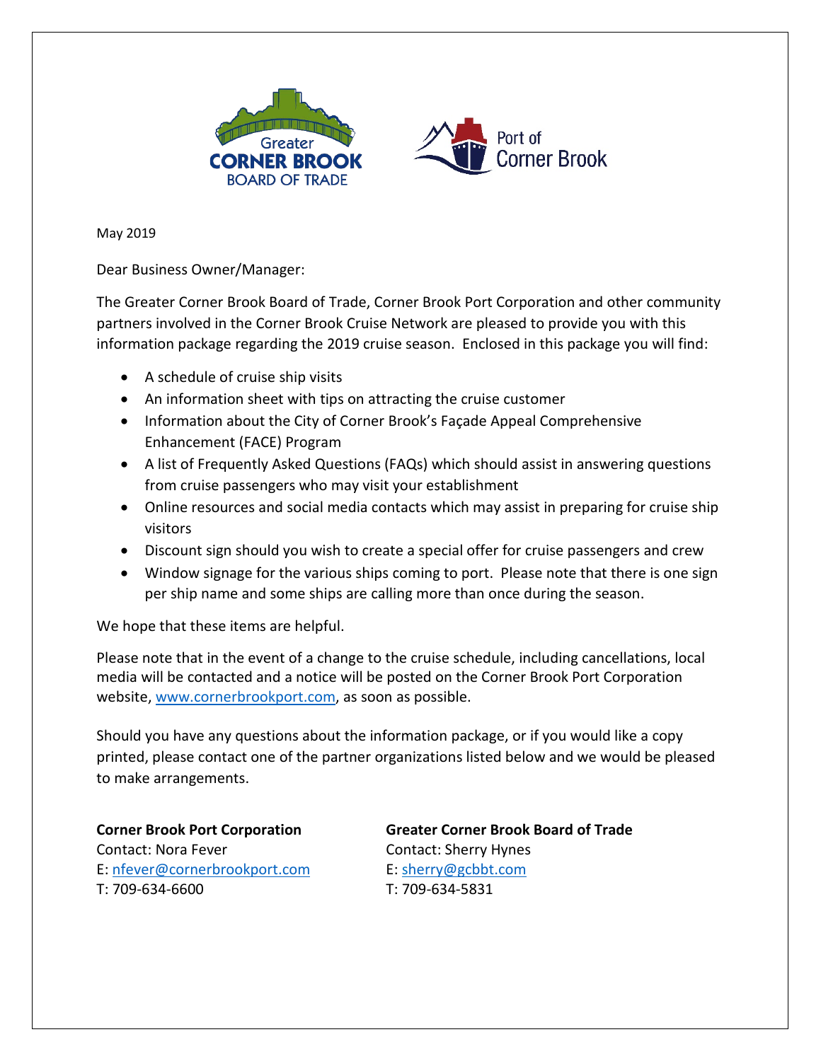May 2019

Dear Business Owner/Manager:

The Greater Corner Brook Board of Trade, Corner Brook Port Corporation and other community partners involved in the Corner Brook Cruise Network are pleased to provide you with this information package regarding the 2019 cruise season. Enclosed in this package you will find:

- A schedule of cruise ship visits
- An information sheet with tips on attracting the cruise customer
- Information about the City of Corner Brook's Façade Appeal Comprehensive Enhancement (FACE) Program
- A list of Frequently Asked Questions (FAQs) which should assist in answering questions from cruise passengers who may visit your establishment
- Online resources and social media contacts which may assist in preparing for cruise ship visitors
- Discount sign should you wish to create a special offer for cruise passengers and crew
- Window signage for the various ships coming to port. Please note that there is one sign per ship name and some ships are calling more than once during the season.

We hope that these items are helpful.

Please note that in the event of a change to the cruise schedule, including cancellations, local media will be contacted and a notice will be posted on the Corner Brook Port Corporation website, www.cornerbrookport.com, as soon as possible.

Should you have any questions about the information package, or if you would like a copy printed, please contact one of the partner organizations listed below and we would be pleased to make arrangements.

**Corner Brook Port Corporation**
Contact: Nora Fever
E: nfever@cornerbrookport.com
T: 709-634-6600

**Greater Corner Brook Board of Trade**
Contact: Sherry Hynes
E: sherry@gcbbt.com
T: 709-634-5831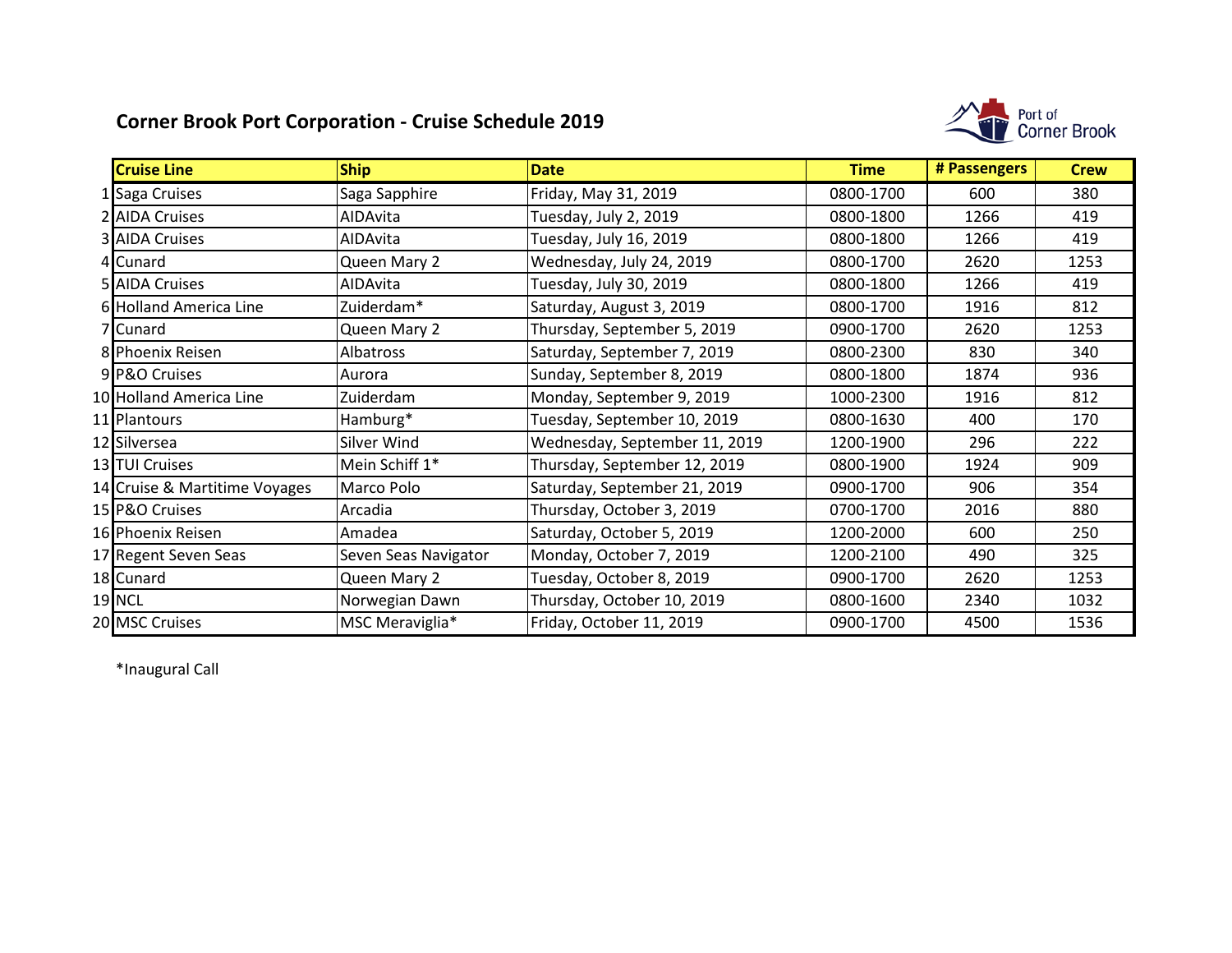# Corner Brook Port Corporation - Cruise Schedule 2019

Port of Corner Brook

| | Cruise Line | Ship | Date | Time | # Passengers | Crew |
|---|---|---|---|---|---|---|
| 1 | Saga Cruises | Saga Sapphire | Friday, May 31, 2019 | 0800-1700 | 600 | 380 |
| 2 | AIDA Cruises | AIDAvita | Tuesday, July 2, 2019 | 0800-1800 | 1266 | 419 |
| 3 | AIDA Cruises | AIDAvita | Tuesday, July 16, 2019 | 0800-1800 | 1266 | 419 |
| 4 | Cunard | Queen Mary 2 | Wednesday, July 24, 2019 | 0800-1700 | 2620 | 1253 |
| 5 | AIDA Cruises | AIDAvita | Tuesday, July 30, 2019 | 0800-1800 | 1266 | 419 |
| 6 | Holland America Line | Zuiderdam* | Saturday, August 3, 2019 | 0800-1700 | 1916 | 812 |
| 7 | Cunard | Queen Mary 2 | Thursday, September 5, 2019 | 0900-1700 | 2620 | 1253 |
| 8 | Phoenix Reisen | Albatross | Saturday, September 7, 2019 | 0800-2300 | 830 | 340 |
| 9 | P&O Cruises | Aurora | Sunday, September 8, 2019 | 0800-1800 | 1874 | 936 |
| 10 | Holland America Line | Zuiderdam | Monday, September 9, 2019 | 1000-2300 | 1916 | 812 |
| 11 | Plantours | Hamburg* | Tuesday, September 10, 2019 | 0800-1630 | 400 | 170 |
| 12 | Silversea | Silver Wind | Wednesday, September 11, 2019 | 1200-1900 | 296 | 222 |
| 13 | TUI Cruises | Mein Schiff 1* | Thursday, September 12, 2019 | 0800-1900 | 1924 | 909 |
| 14 | Cruise & Martitime Voyages | Marco Polo | Saturday, September 21, 2019 | 0900-1700 | 906 | 354 |
| 15 | P&O Cruises | Arcadia | Thursday, October 3, 2019 | 0700-1700 | 2016 | 880 |
| 16 | Phoenix Reisen | Amadea | Saturday, October 5, 2019 | 1200-2000 | 600 | 250 |
| 17 | Regent Seven Seas | Seven Seas Navigator | Monday, October 7, 2019 | 1200-2100 | 490 | 325 |
| 18 | Cunard | Queen Mary 2 | Tuesday, October 8, 2019 | 0900-1700 | 2620 | 1253 |
| 19 | NCL | Norwegian Dawn | Thursday, October 10, 2019 | 0800-1600 | 2340 | 1032 |
| 20 | MSC Cruises | MSC Meraviglia* | Friday, October 11, 2019 | 0900-1700 | 4500 | 1536 |

*Inaugural Call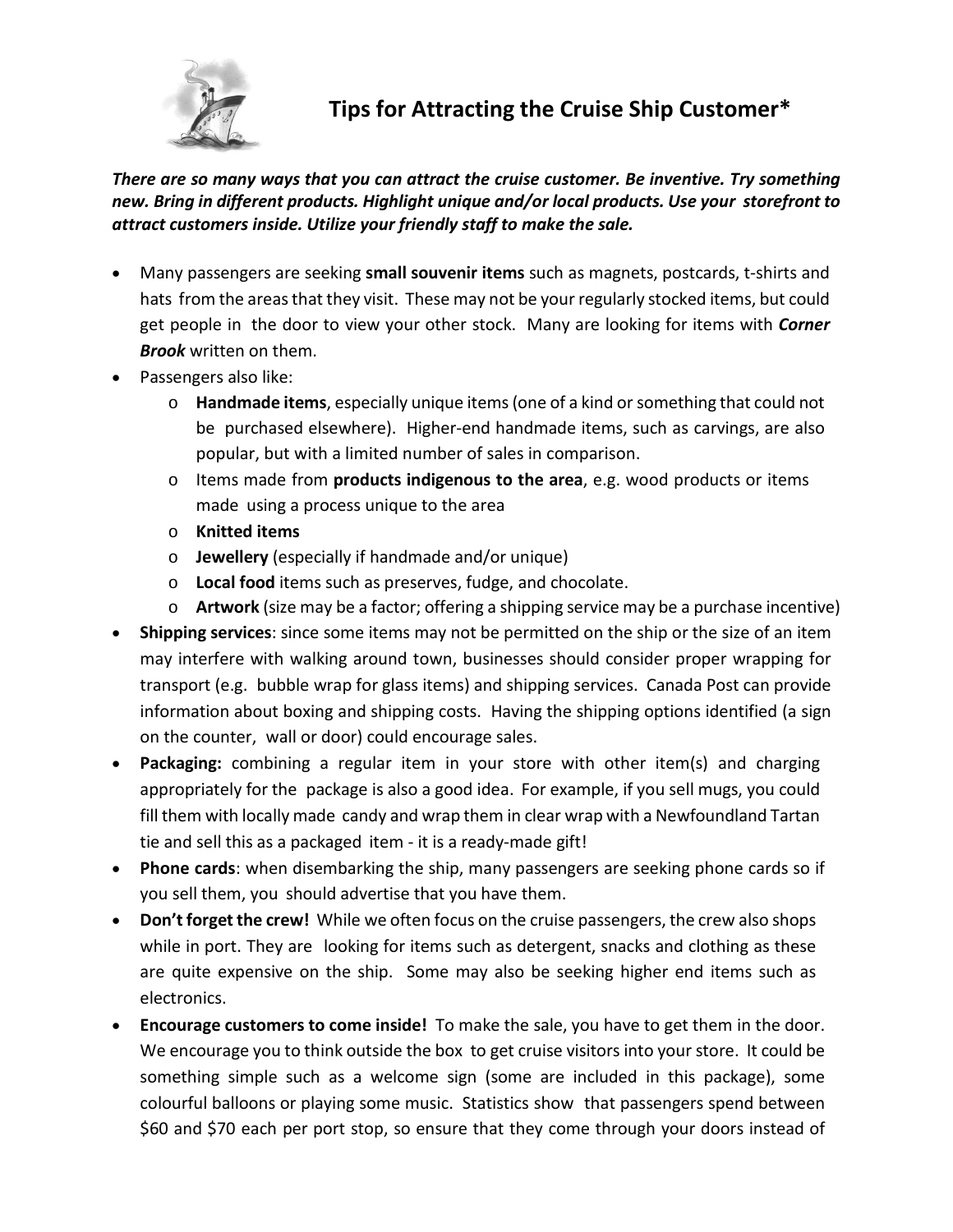# Tips for Attracting the Cruise Ship Customer*

***There are so many ways that you can attract the cruise customer. Be inventive. Try something new. Bring in different products. Highlight unique and/or local products. Use your storefront to attract customers inside. Utilize your friendly staff to make the sale.***

- Many passengers are seeking **small souvenir items** such as magnets, postcards, t-shirts and hats from the areas that they visit. These may not be your regularly stocked items, but could get people in the door to view your other stock. Many are looking for items with ***Corner Brook*** written on them.
- Passengers also like:
  - **Handmade items**, especially unique items (one of a kind or something that could not be purchased elsewhere). Higher-end handmade items, such as carvings, are also popular, but with a limited number of sales in comparison.
  - Items made from **products indigenous to the area**, e.g. wood products or items made using a process unique to the area
  - **Knitted items**
  - **Jewellery** (especially if handmade and/or unique)
  - **Local food** items such as preserves, fudge, and chocolate.
  - **Artwork** (size may be a factor; offering a shipping service may be a purchase incentive)
- **Shipping services**: since some items may not be permitted on the ship or the size of an item may interfere with walking around town, businesses should consider proper wrapping for transport (e.g. bubble wrap for glass items) and shipping services. Canada Post can provide information about boxing and shipping costs. Having the shipping options identified (a sign on the counter, wall or door) could encourage sales.
- **Packaging:** combining a regular item in your store with other item(s) and charging appropriately for the package is also a good idea. For example, if you sell mugs, you could fill them with locally made candy and wrap them in clear wrap with a Newfoundland Tartan tie and sell this as a packaged item - it is a ready-made gift!
- **Phone cards**: when disembarking the ship, many passengers are seeking phone cards so if you sell them, you should advertise that you have them.
- **Don't forget the crew!** While we often focus on the cruise passengers, the crew also shops while in port. They are looking for items such as detergent, snacks and clothing as these are quite expensive on the ship. Some may also be seeking higher end items such as electronics.
- **Encourage customers to come inside!** To make the sale, you have to get them in the door. We encourage you to think outside the box to get cruise visitors into your store. It could be something simple such as a welcome sign (some are included in this package), some colourful balloons or playing some music. Statistics show that passengers spend between $60 and $70 each per port stop, so ensure that they come through your doors instead of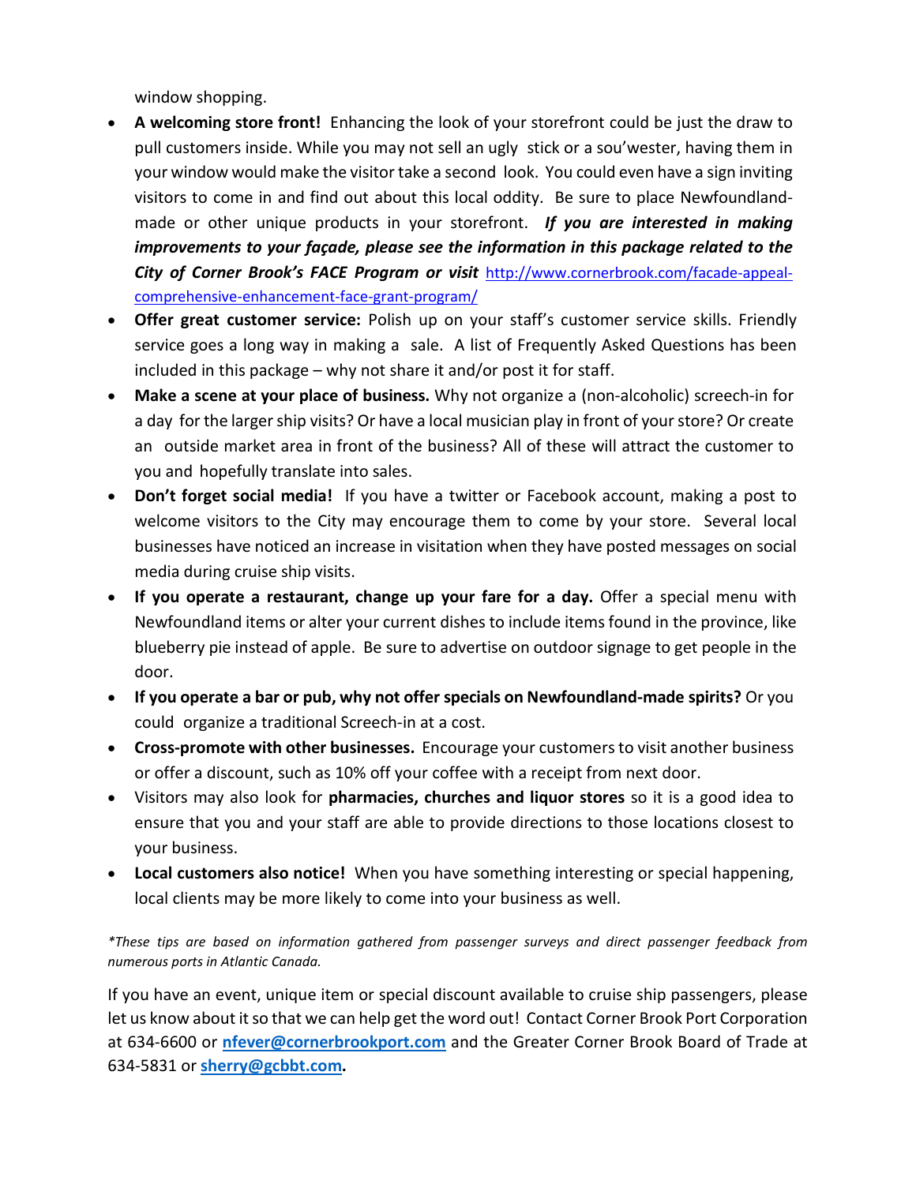window shopping.

- **A welcoming store front!** Enhancing the look of your storefront could be just the draw to pull customers inside. While you may not sell an ugly stick or a sou'wester, having them in your window would make the visitor take a second look. You could even have a sign inviting visitors to come in and find out about this local oddity. Be sure to place Newfoundland-made or other unique products in your storefront. ***If you are interested in making improvements to your façade, please see the information in this package related to the City of Corner Brook's FACE Program or visit*** [http://www.cornerbrook.com/facade-appeal-comprehensive-enhancement-face-grant-program/](http://www.cornerbrook.com/facade-appeal-comprehensive-enhancement-face-grant-program/)
- **Offer great customer service:** Polish up on your staff's customer service skills. Friendly service goes a long way in making a sale. A list of Frequently Asked Questions has been included in this package – why not share it and/or post it for staff.
- **Make a scene at your place of business.** Why not organize a (non-alcoholic) screech-in for a day for the larger ship visits? Or have a local musician play in front of your store? Or create an outside market area in front of the business? All of these will attract the customer to you and hopefully translate into sales.
- **Don't forget social media!** If you have a twitter or Facebook account, making a post to welcome visitors to the City may encourage them to come by your store. Several local businesses have noticed an increase in visitation when they have posted messages on social media during cruise ship visits.
- **If you operate a restaurant, change up your fare for a day.** Offer a special menu with Newfoundland items or alter your current dishes to include items found in the province, like blueberry pie instead of apple. Be sure to advertise on outdoor signage to get people in the door.
- **If you operate a bar or pub, why not offer specials on Newfoundland-made spirits?** Or you could organize a traditional Screech-in at a cost.
- **Cross-promote with other businesses.** Encourage your customers to visit another business or offer a discount, such as 10% off your coffee with a receipt from next door.
- Visitors may also look for **pharmacies, churches and liquor stores** so it is a good idea to ensure that you and your staff are able to provide directions to those locations closest to your business.
- **Local customers also notice!** When you have something interesting or special happening, local clients may be more likely to come into your business as well.

*\*These tips are based on information gathered from passenger surveys and direct passenger feedback from numerous ports in Atlantic Canada.*

If you have an event, unique item or special discount available to cruise ship passengers, please let us know about it so that we can help get the word out! Contact Corner Brook Port Corporation at 634-6600 or **nfever@cornerbrookport.com** and the Greater Corner Brook Board of Trade at 634-5831 or **sherry@gcbbt.com.**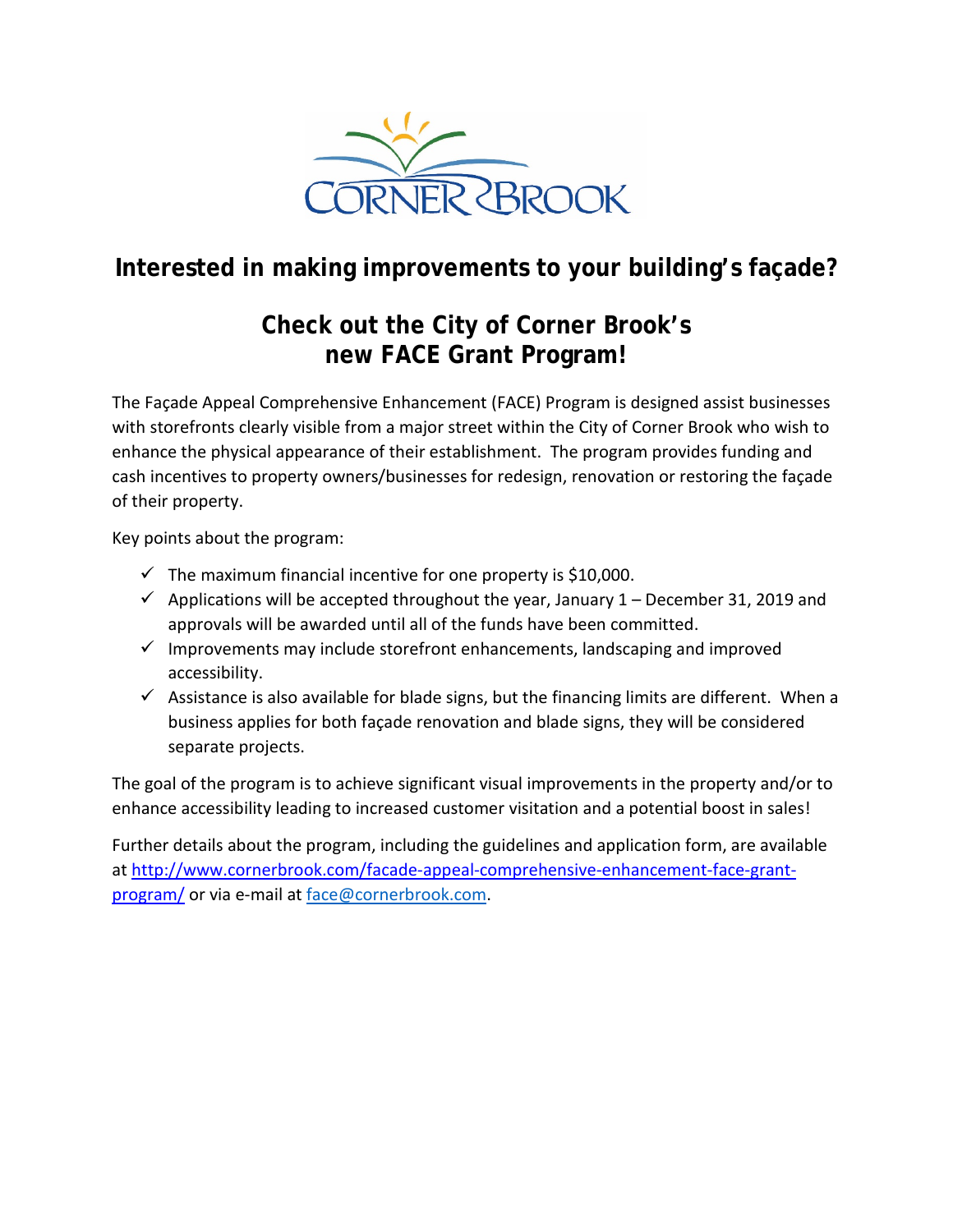## Interested in making improvements to your building's façade?

## Check out the City of Corner Brook's new FACE Grant Program!

The Façade Appeal Comprehensive Enhancement (FACE) Program is designed assist businesses with storefronts clearly visible from a major street within the City of Corner Brook who wish to enhance the physical appearance of their establishment. The program provides funding and cash incentives to property owners/businesses for redesign, renovation or restoring the façade of their property.

Key points about the program:

- ✓ The maximum financial incentive for one property is $10,000.
- ✓ Applications will be accepted throughout the year, January 1 – December 31, 2019 and approvals will be awarded until all of the funds have been committed.
- ✓ Improvements may include storefront enhancements, landscaping and improved accessibility.
- ✓ Assistance is also available for blade signs, but the financing limits are different. When a business applies for both façade renovation and blade signs, they will be considered separate projects.

The goal of the program is to achieve significant visual improvements in the property and/or to enhance accessibility leading to increased customer visitation and a potential boost in sales!

Further details about the program, including the guidelines and application form, are available at http://www.cornerbrook.com/facade-appeal-comprehensive-enhancement-face-grant-program/ or via e-mail at face@cornerbrook.com.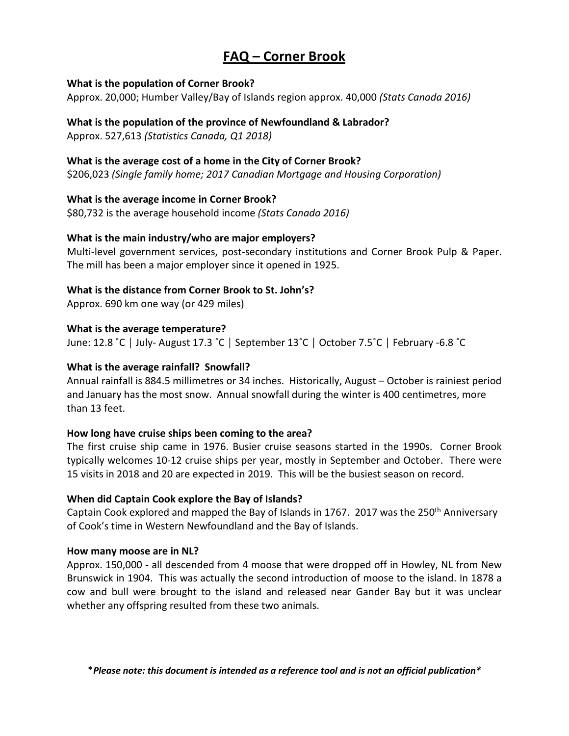# FAQ – Corner Brook

**What is the population of Corner Brook?**
Approx. 20,000; Humber Valley/Bay of Islands region approx. 40,000 *(Stats Canada 2016)*

**What is the population of the province of Newfoundland & Labrador?**
Approx. 527,613 *(Statistics Canada, Q1 2018)*

**What is the average cost of a home in the City of Corner Brook?**
$206,023 *(Single family home; 2017 Canadian Mortgage and Housing Corporation)*

**What is the average income in Corner Brook?**
$80,732 is the average household income *(Stats Canada 2016)*

**What is the main industry/who are major employers?**
Multi-level government services, post-secondary institutions and Corner Brook Pulp & Paper. The mill has been a major employer since it opened in 1925.

**What is the distance from Corner Brook to St. John's?**
Approx. 690 km one way (or 429 miles)

**What is the average temperature?**
June: 12.8 ˚C | July- August 17.3 ˚C | September 13˚C | October 7.5˚C | February -6.8 ˚C

**What is the average rainfall? Snowfall?**
Annual rainfall is 884.5 millimetres or 34 inches. Historically, August – October is rainiest period and January has the most snow. Annual snowfall during the winter is 400 centimetres, more than 13 feet.

**How long have cruise ships been coming to the area?**
The first cruise ship came in 1976. Busier cruise seasons started in the 1990s. Corner Brook typically welcomes 10-12 cruise ships per year, mostly in September and October. There were 15 visits in 2018 and 20 are expected in 2019. This will be the busiest season on record.

**When did Captain Cook explore the Bay of Islands?**
Captain Cook explored and mapped the Bay of Islands in 1767. 2017 was the 250th Anniversary of Cook's time in Western Newfoundland and the Bay of Islands.

**How many moose are in NL?**
Approx. 150,000 - all descended from 4 moose that were dropped off in Howley, NL from New Brunswick in 1904. This was actually the second introduction of moose to the island. In 1878 a cow and bull were brought to the island and released near Gander Bay but it was unclear whether any offspring resulted from these two animals.

\**Please note: this document is intended as a reference tool and is not an official publication**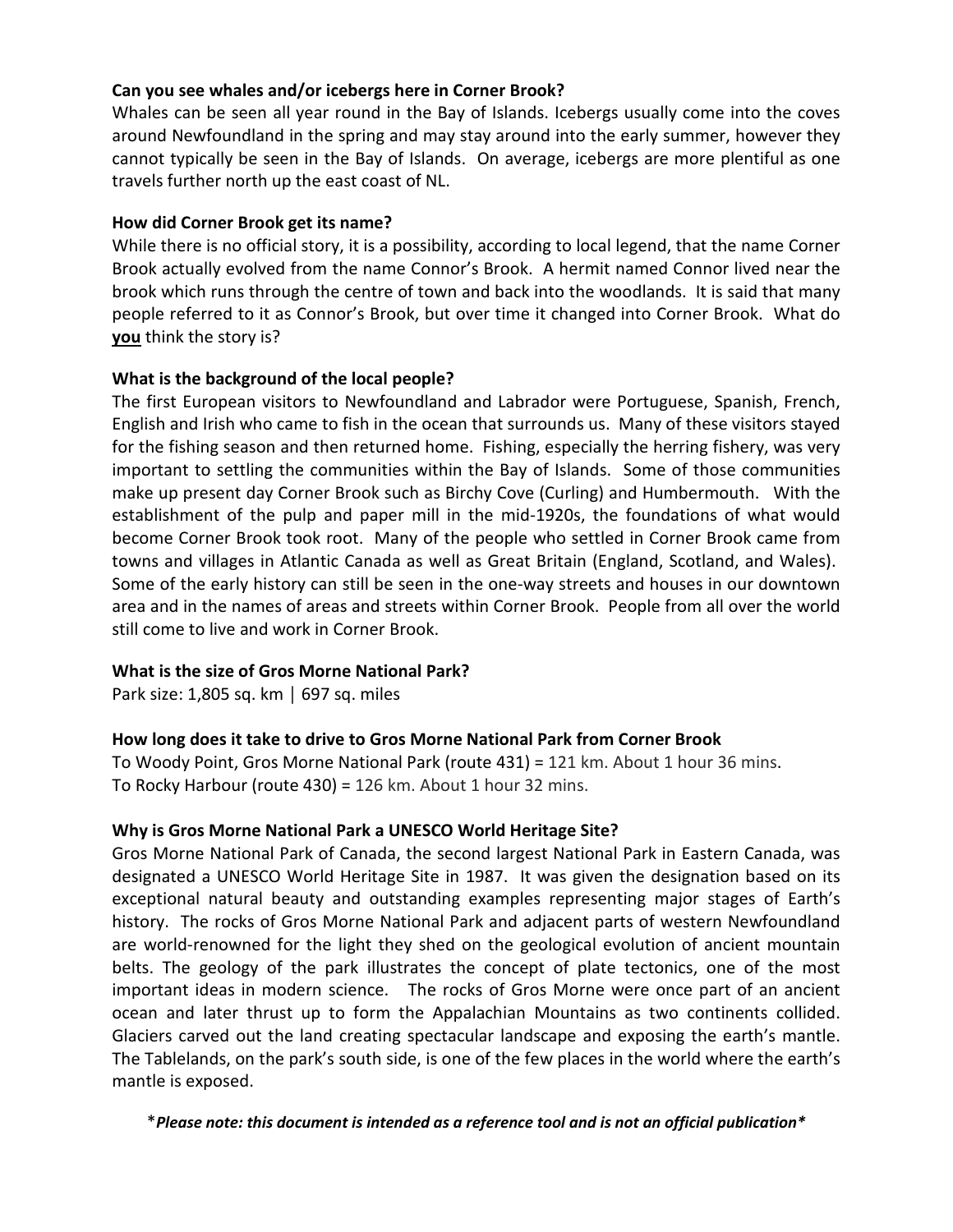**Can you see whales and/or icebergs here in Corner Brook?**

Whales can be seen all year round in the Bay of Islands. Icebergs usually come into the coves around Newfoundland in the spring and may stay around into the early summer, however they cannot typically be seen in the Bay of Islands. On average, icebergs are more plentiful as one travels further north up the east coast of NL.

**How did Corner Brook get its name?**

While there is no official story, it is a possibility, according to local legend, that the name Corner Brook actually evolved from the name Connor's Brook. A hermit named Connor lived near the brook which runs through the centre of town and back into the woodlands. It is said that many people referred to it as Connor's Brook, but over time it changed into Corner Brook. What do **<u>you</u>** think the story is?

**What is the background of the local people?**

The first European visitors to Newfoundland and Labrador were Portuguese, Spanish, French, English and Irish who came to fish in the ocean that surrounds us. Many of these visitors stayed for the fishing season and then returned home. Fishing, especially the herring fishery, was very important to settling the communities within the Bay of Islands. Some of those communities make up present day Corner Brook such as Birchy Cove (Curling) and Humbermouth. With the establishment of the pulp and paper mill in the mid-1920s, the foundations of what would become Corner Brook took root. Many of the people who settled in Corner Brook came from towns and villages in Atlantic Canada as well as Great Britain (England, Scotland, and Wales). Some of the early history can still be seen in the one-way streets and houses in our downtown area and in the names of areas and streets within Corner Brook. People from all over the world still come to live and work in Corner Brook.

**What is the size of Gros Morne National Park?**

Park size: 1,805 sq. km | 697 sq. miles

**How long does it take to drive to Gros Morne National Park from Corner Brook**

To Woody Point, Gros Morne National Park (route 431) = 121 km. About 1 hour 36 mins.
To Rocky Harbour (route 430) = 126 km. About 1 hour 32 mins.

**Why is Gros Morne National Park a UNESCO World Heritage Site?**

Gros Morne National Park of Canada, the second largest National Park in Eastern Canada, was designated a UNESCO World Heritage Site in 1987. It was given the designation based on its exceptional natural beauty and outstanding examples representing major stages of Earth's history. The rocks of Gros Morne National Park and adjacent parts of western Newfoundland are world-renowned for the light they shed on the geological evolution of ancient mountain belts. The geology of the park illustrates the concept of plate tectonics, one of the most important ideas in modern science. The rocks of Gros Morne were once part of an ancient ocean and later thrust up to form the Appalachian Mountains as two continents collided. Glaciers carved out the land creating spectacular landscape and exposing the earth's mantle. The Tablelands, on the park's south side, is one of the few places in the world where the earth's mantle is exposed.

\**Please note: this document is intended as a reference tool and is not an official publication*\*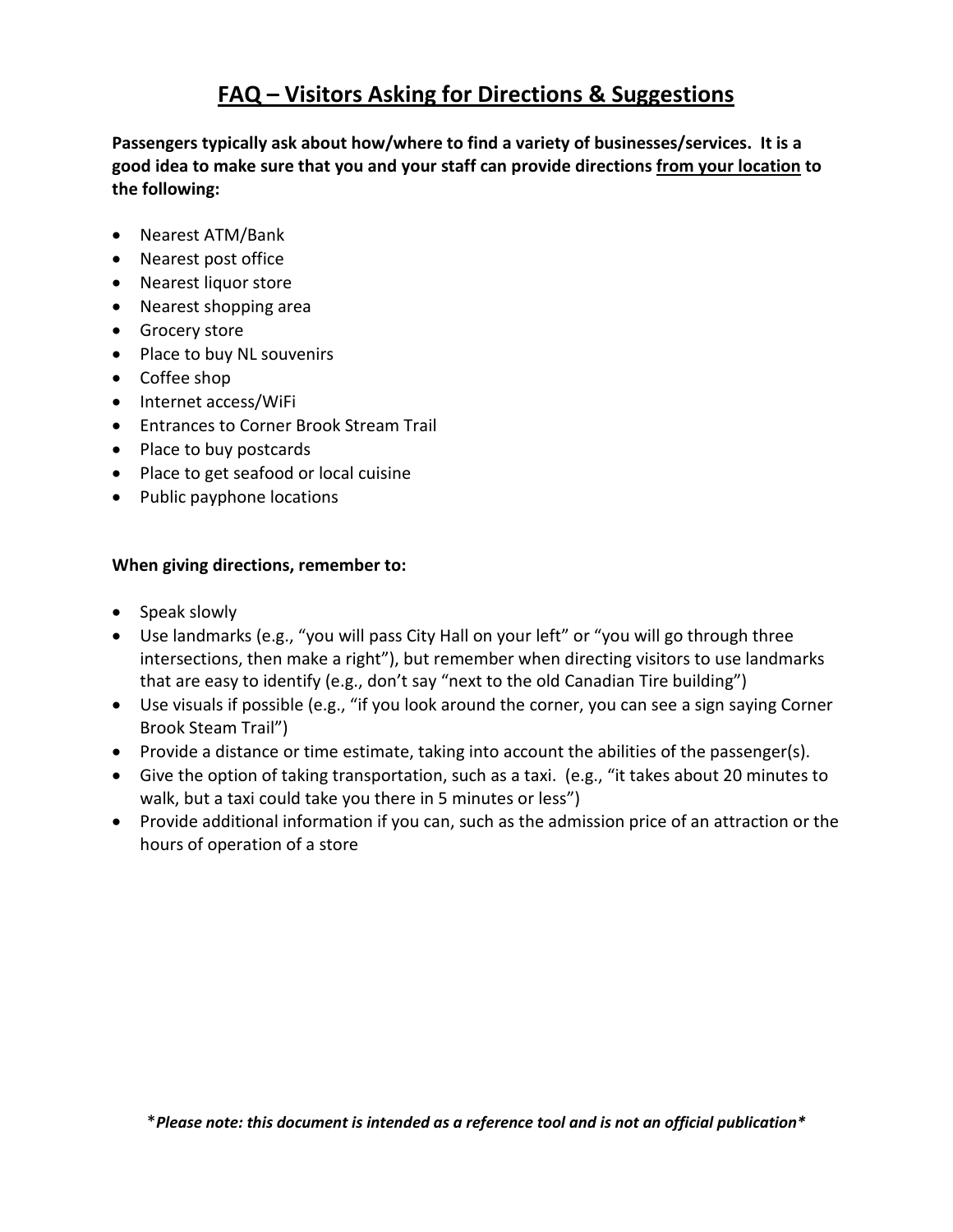# FAQ – Visitors Asking for Directions & Suggestions

**Passengers typically ask about how/where to find a variety of businesses/services. It is a good idea to make sure that you and your staff can provide directions from your location to the following:**

- Nearest ATM/Bank
- Nearest post office
- Nearest liquor store
- Nearest shopping area
- Grocery store
- Place to buy NL souvenirs
- Coffee shop
- Internet access/WiFi
- Entrances to Corner Brook Stream Trail
- Place to buy postcards
- Place to get seafood or local cuisine
- Public payphone locations

**When giving directions, remember to:**

- Speak slowly
- Use landmarks (e.g., "you will pass City Hall on your left" or "you will go through three intersections, then make a right"), but remember when directing visitors to use landmarks that are easy to identify (e.g., don't say "next to the old Canadian Tire building")
- Use visuals if possible (e.g., "if you look around the corner, you can see a sign saying Corner Brook Steam Trail")
- Provide a distance or time estimate, taking into account the abilities of the passenger(s).
- Give the option of taking transportation, such as a taxi. (e.g., "it takes about 20 minutes to walk, but a taxi could take you there in 5 minutes or less")
- Provide additional information if you can, such as the admission price of an attraction or the hours of operation of a store

****Please note: this document is intended as a reference tool and is not an official publication****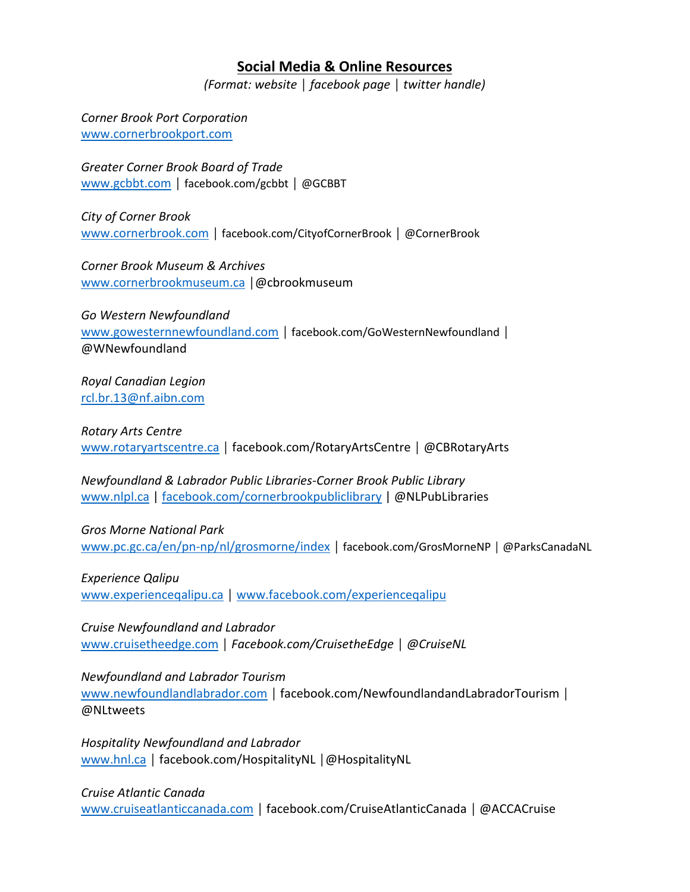## Social Media & Online Resources

*(Format: website | facebook page | twitter handle)*

*Corner Brook Port Corporation*
www.cornerbrookport.com

*Greater Corner Brook Board of Trade*
www.gcbbt.com | facebook.com/gcbbt | @GCBBT

*City of Corner Brook*
www.cornerbrook.com | facebook.com/CityofCornerBrook | @CornerBrook

*Corner Brook Museum & Archives*
www.cornerbrookmuseum.ca |@cbrookmuseum

*Go Western Newfoundland*
www.gowesternnewfoundland.com | facebook.com/GoWesternNewfoundland | @WNewfoundland

*Royal Canadian Legion*
rcl.br.13@nf.aibn.com

*Rotary Arts Centre*
www.rotaryartscentre.ca | facebook.com/RotaryArtsCentre | @CBRotaryArts

*Newfoundland & Labrador Public Libraries-Corner Brook Public Library*
www.nlpl.ca | facebook.com/cornerbrookpubliclibrary | @NLPubLibraries

*Gros Morne National Park*
www.pc.gc.ca/en/pn-np/nl/grosmorne/index | facebook.com/GrosMorneNP | @ParksCanadaNL

*Experience Qalipu*
www.experienceqalipu.ca | www.facebook.com/experienceqalipu

*Cruise Newfoundland and Labrador*
www.cruisetheedge.com | *Facebook.com/CruisetheEdge* | *@CruiseNL*

*Newfoundland and Labrador Tourism*
www.newfoundlandlabrador.com | facebook.com/NewfoundlandandLabradorTourism | @NLtweets

*Hospitality Newfoundland and Labrador*
www.hnl.ca | facebook.com/HospitalityNL |@HospitalityNL

*Cruise Atlantic Canada*
www.cruiseatlanticcanada.com | facebook.com/CruiseAtlanticCanada | @ACCACruise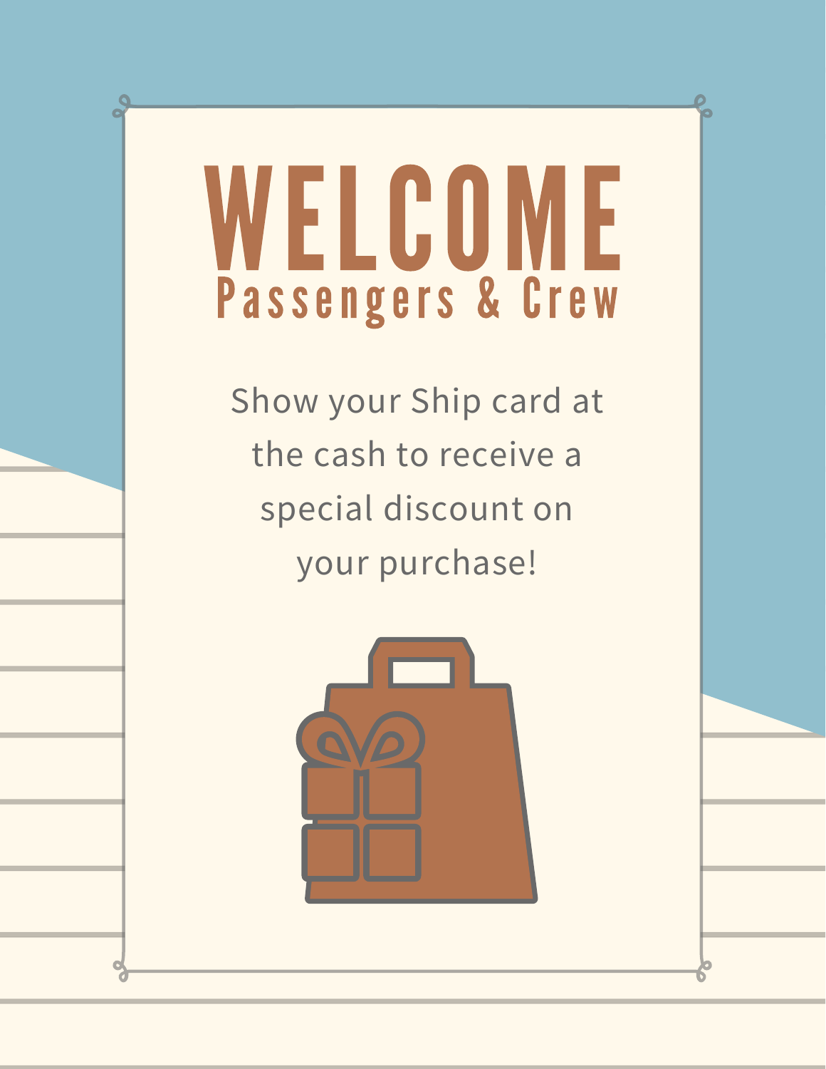# WELCOME

## Passengers & Crew

Show your Ship card at the cash to receive a special discount on your purchase!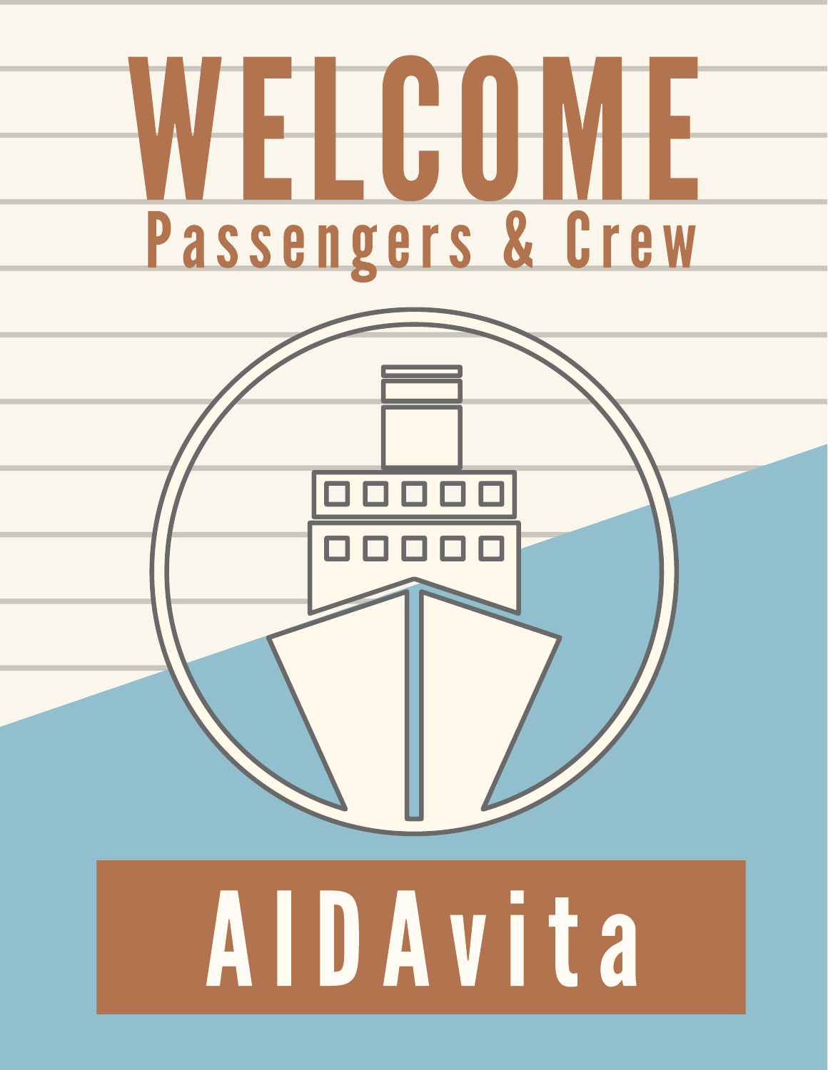# WELCOME

## Passengers & Crew

## AIDAvita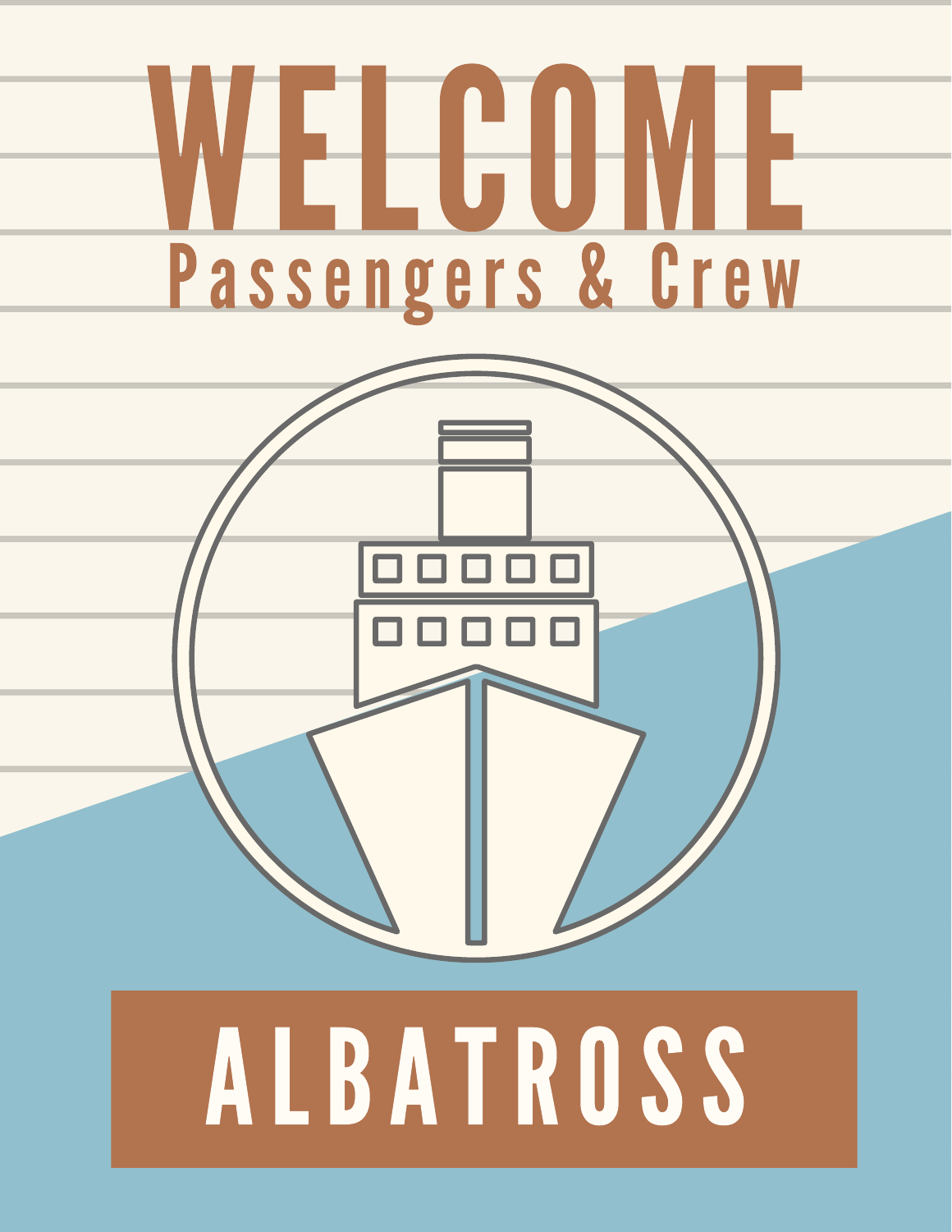# WELCOME

## Passengers & Crew

## ALBATROSS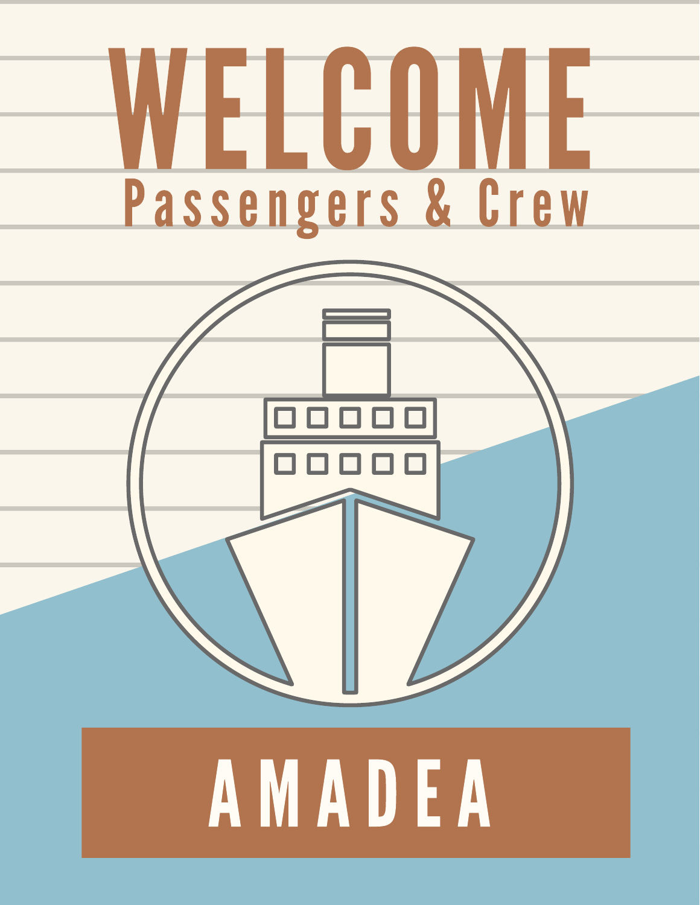# WELCOME

## Passengers & Crew

## AMADEA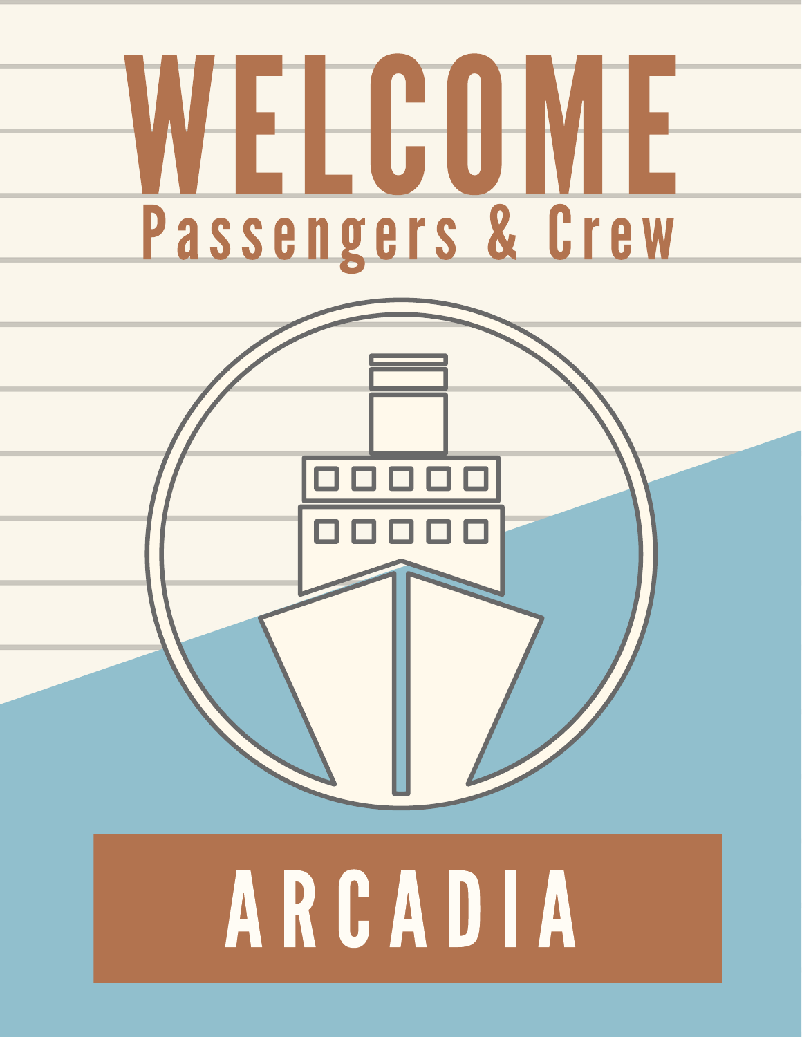# WELCOME

## Passengers & Crew

# ARCADIA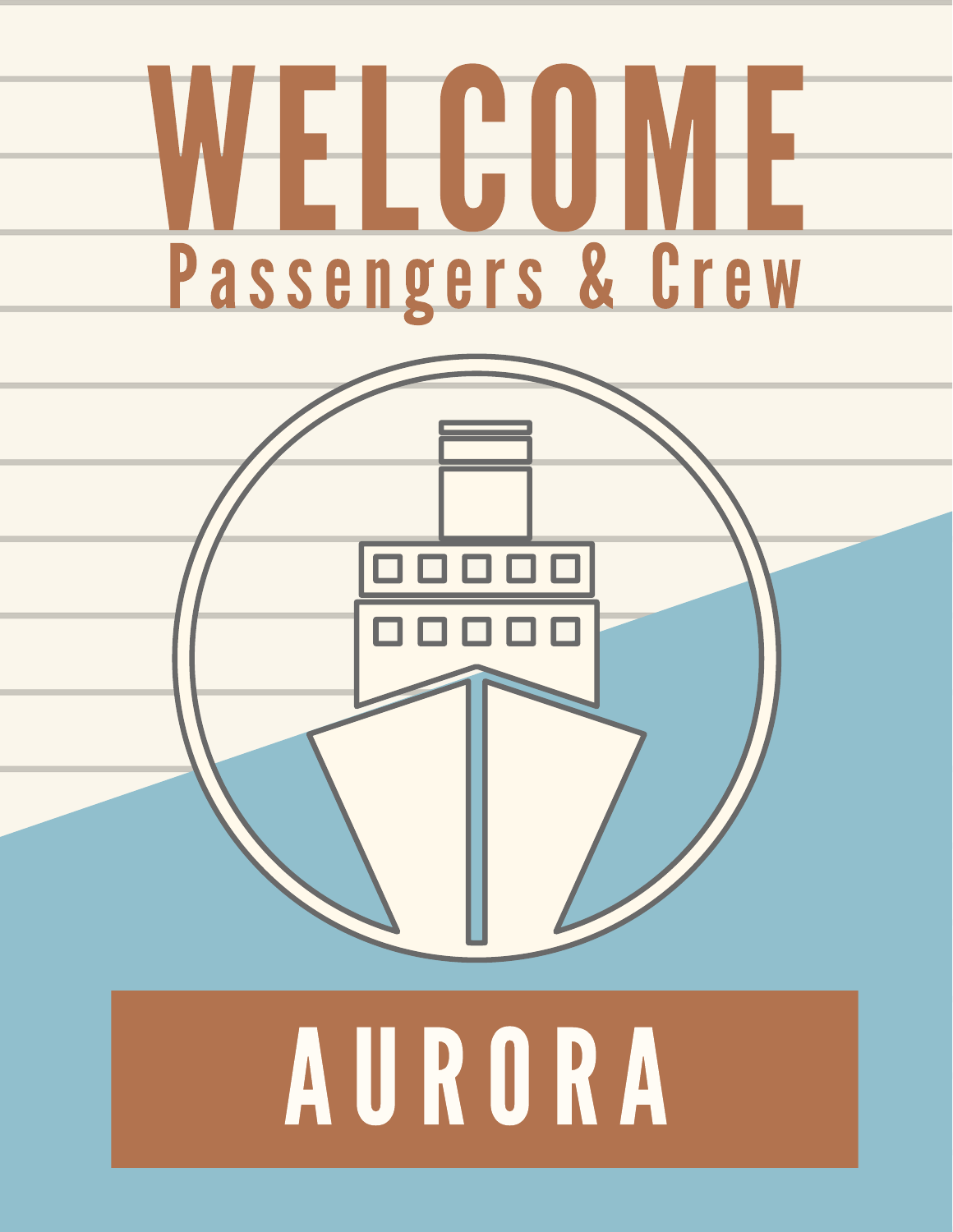# WELCOME

## Passengers & Crew

AURORA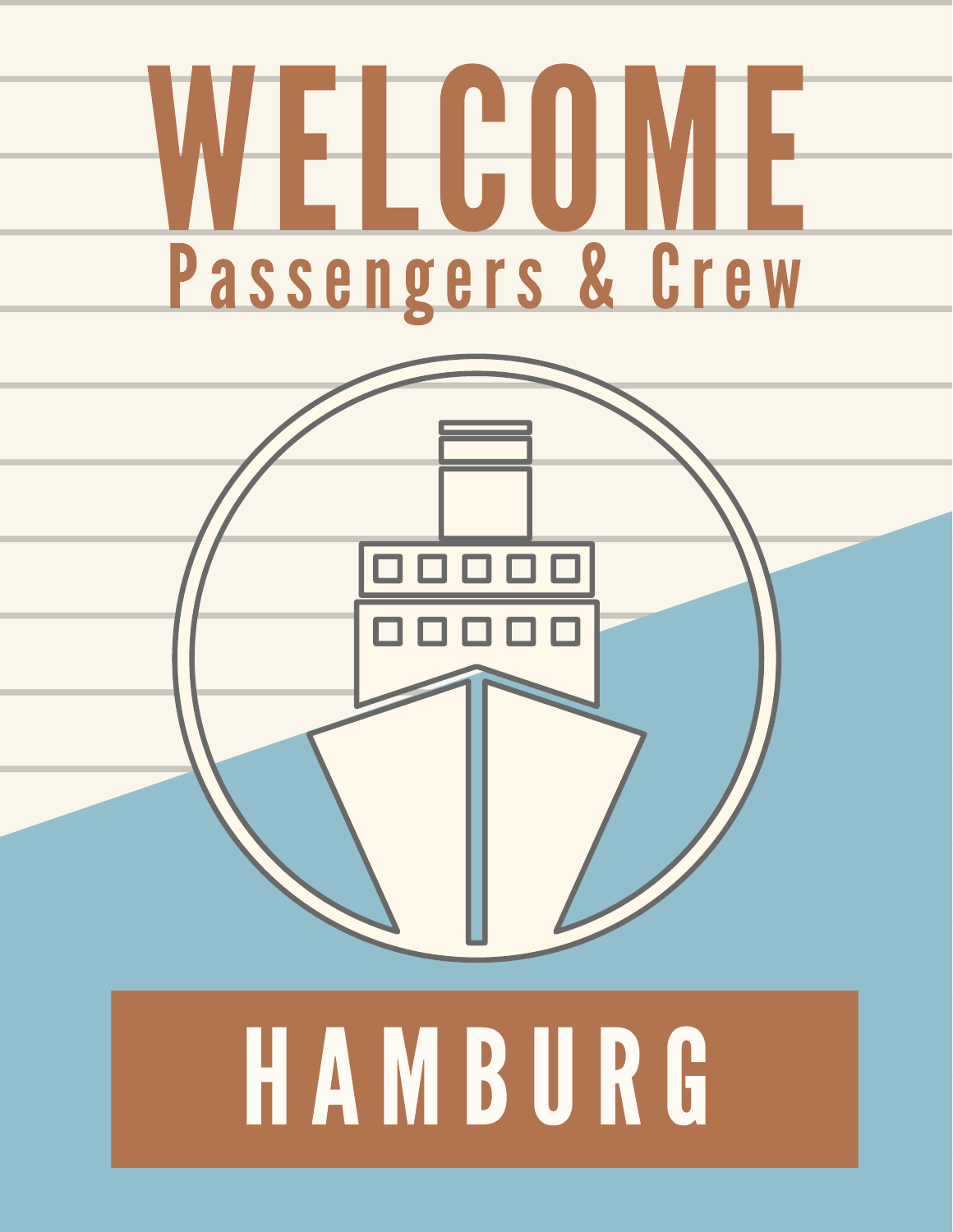# WELCOME

## Passengers & Crew

## HAMBURG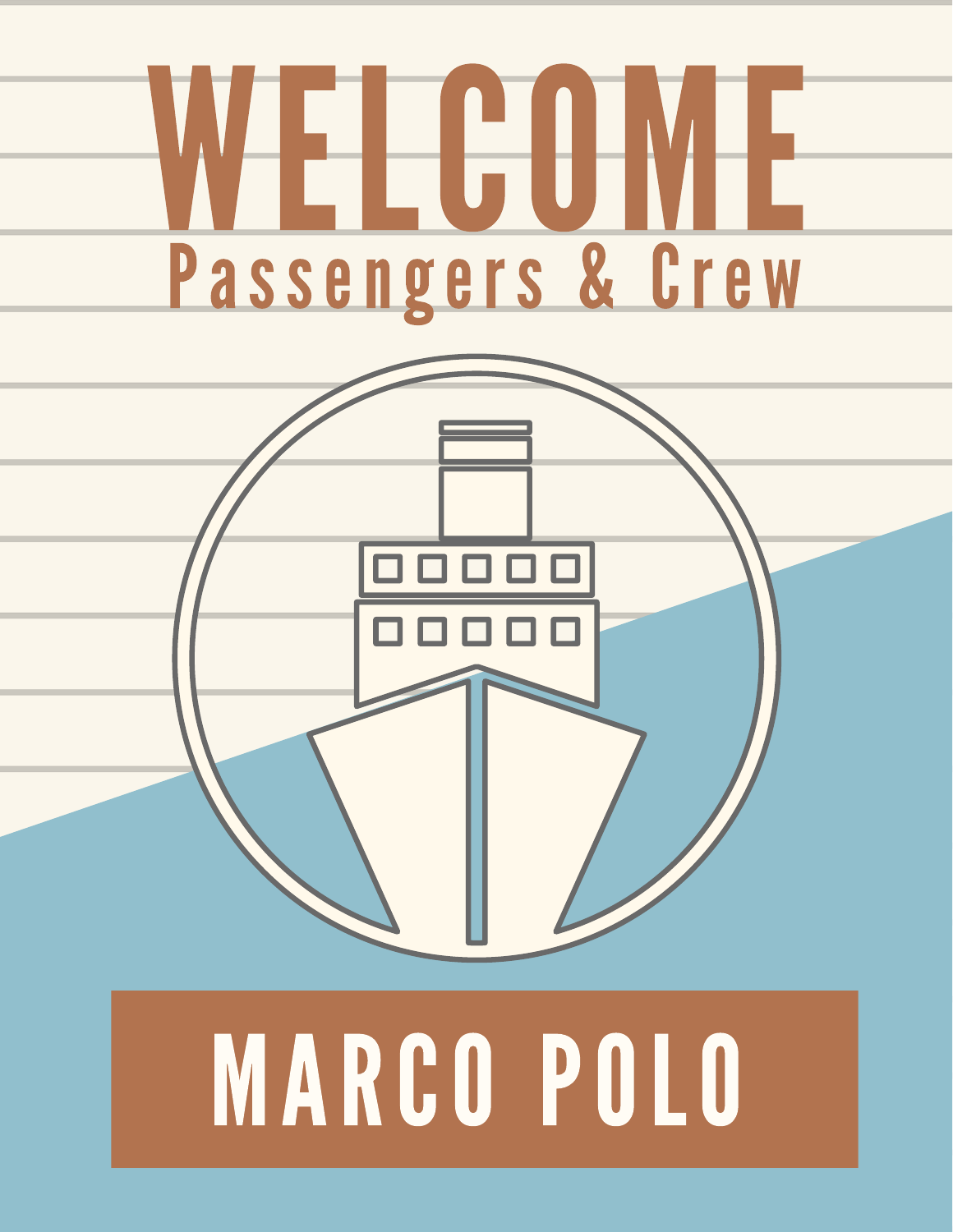# WELCOME

## Passengers & Crew

## MARCO POLO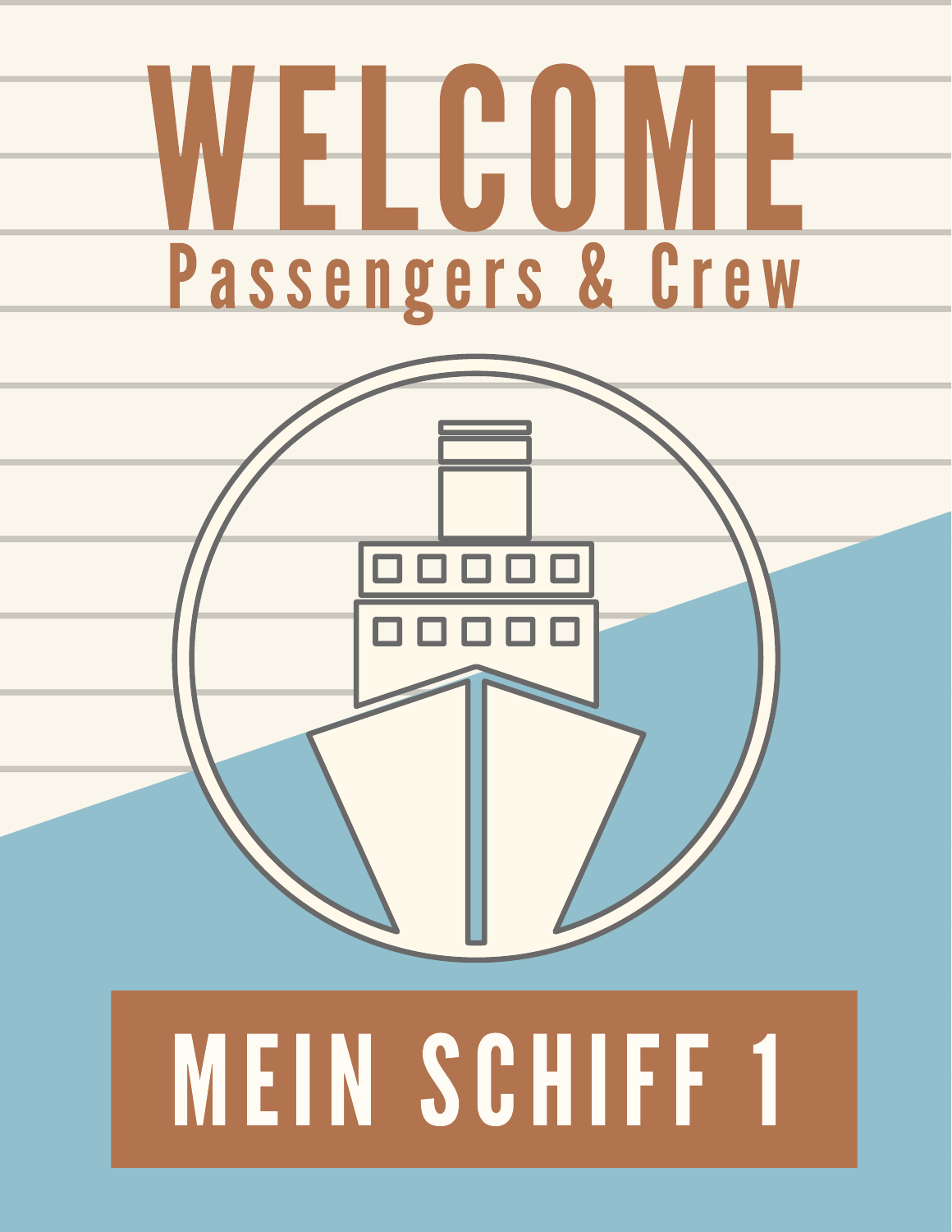# WELCOME

## Passengers & Crew

## MEIN SCHIFF 1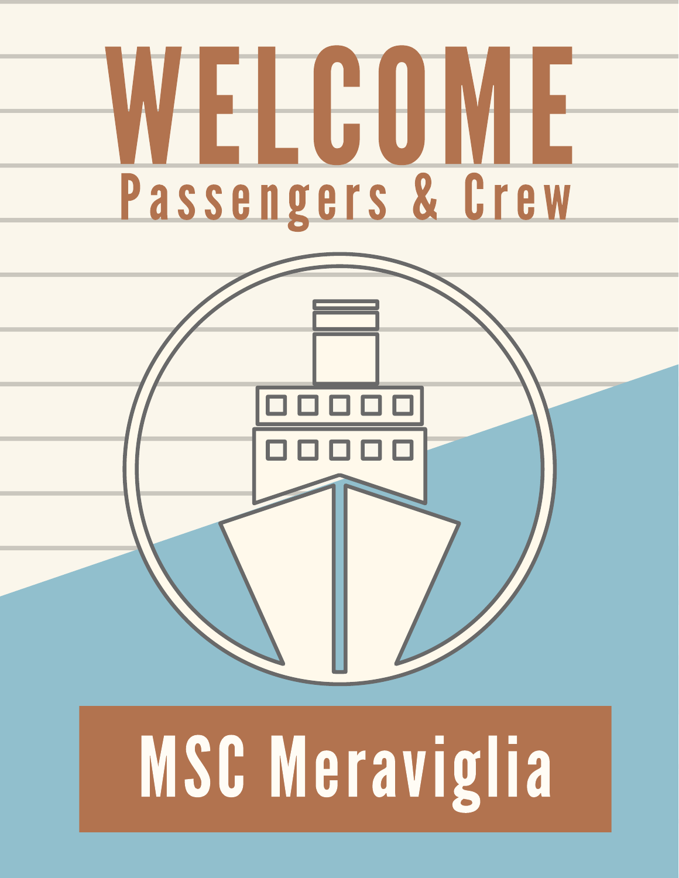# WELCOME

## Passengers & Crew

## MSC Meraviglia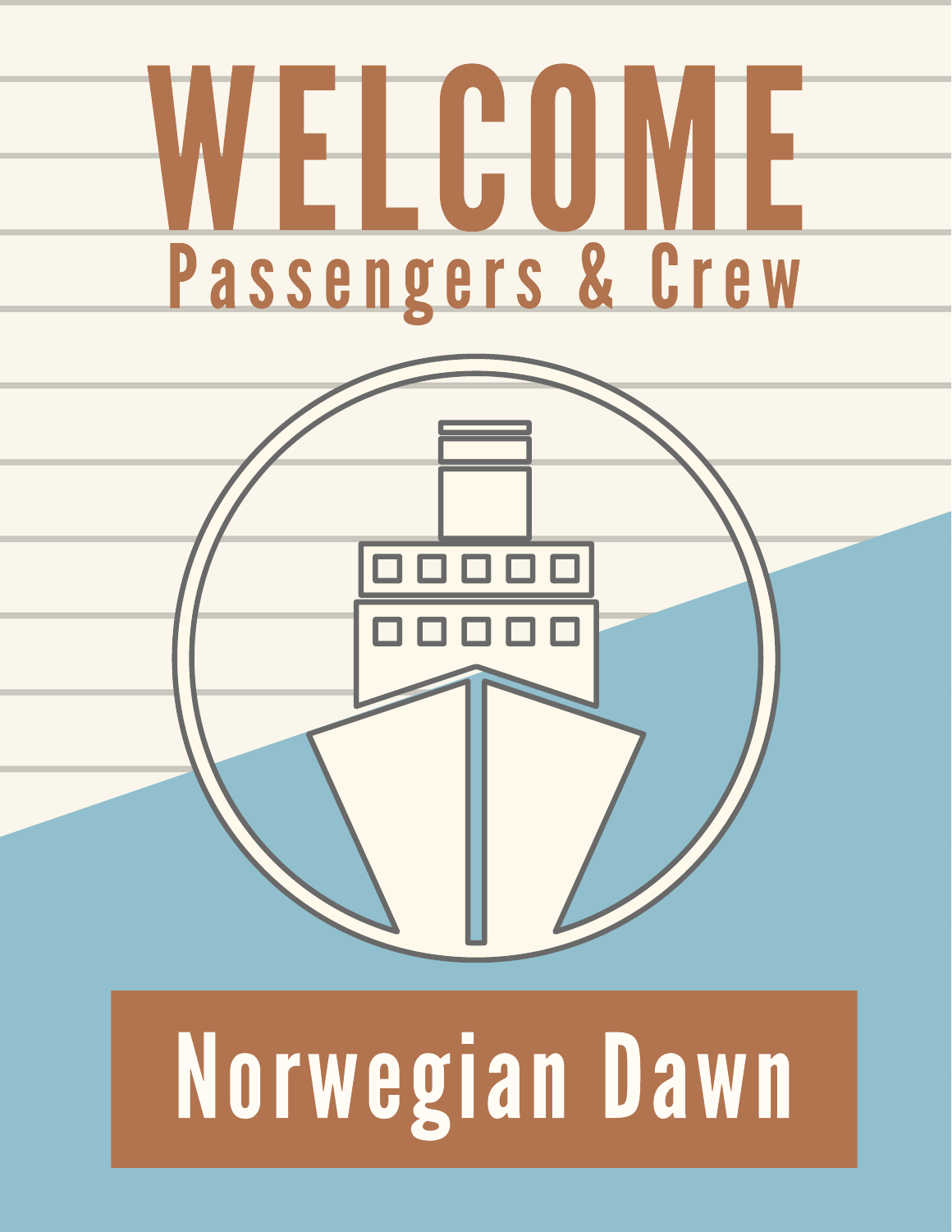# WELCOME

## Passengers & Crew

## Norwegian Dawn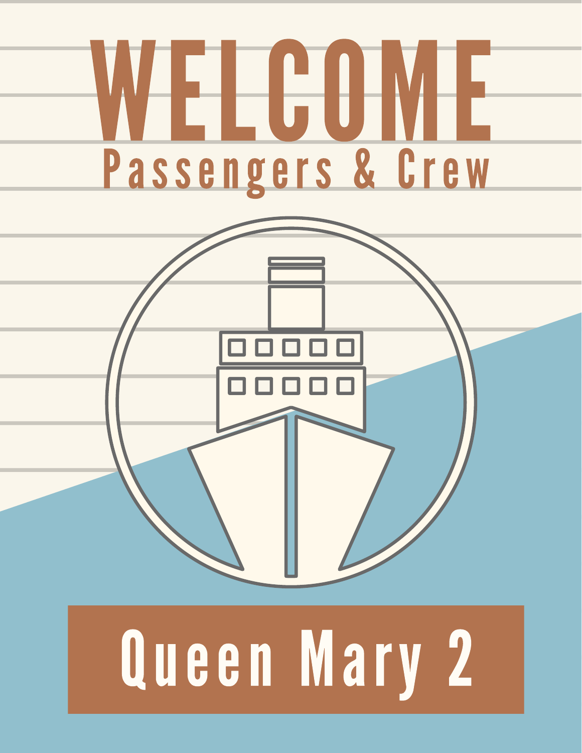# WELCOME

## Passengers & Crew

## Queen Mary 2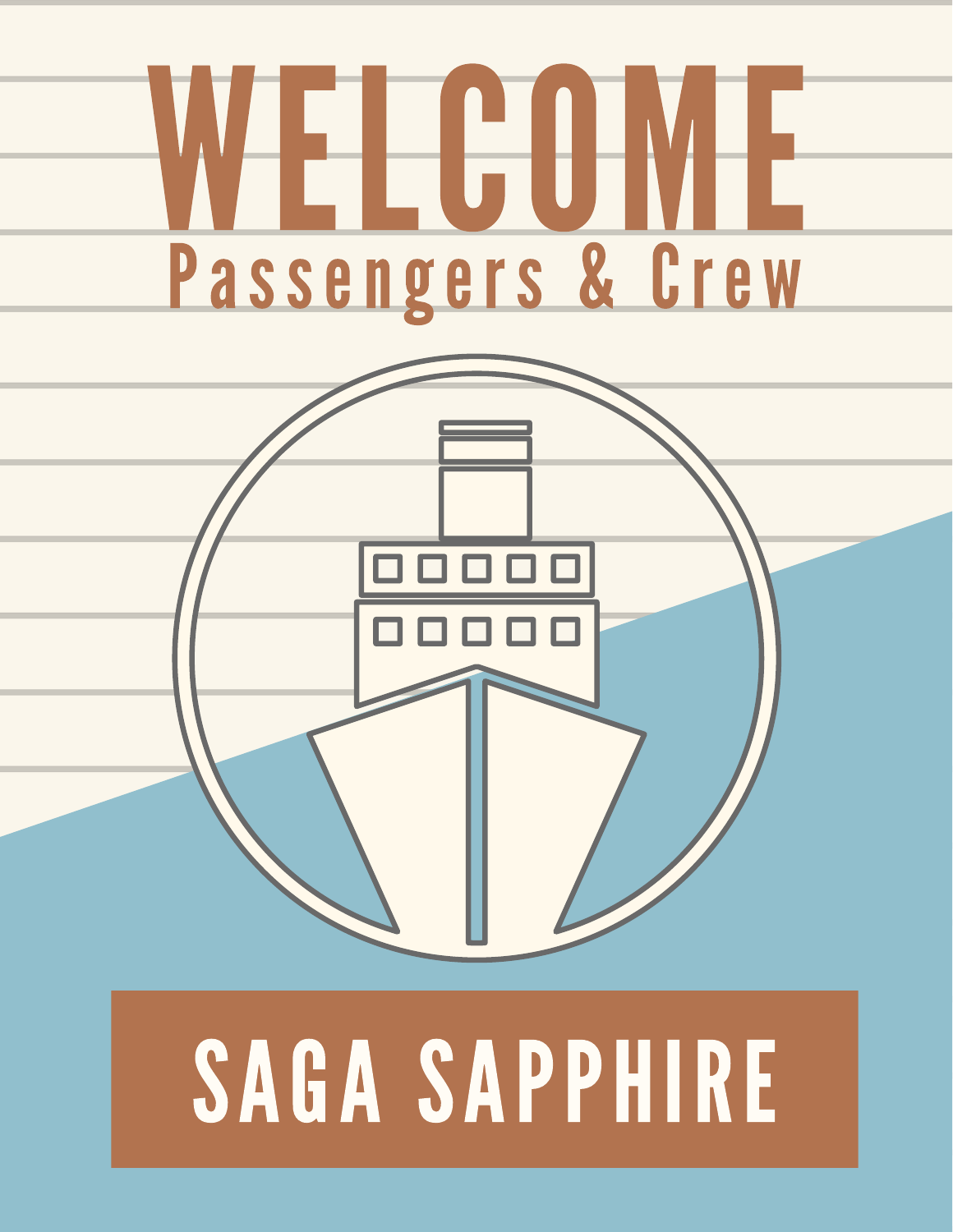# WELCOME

## Passengers & Crew

## SAGA SAPPHIRE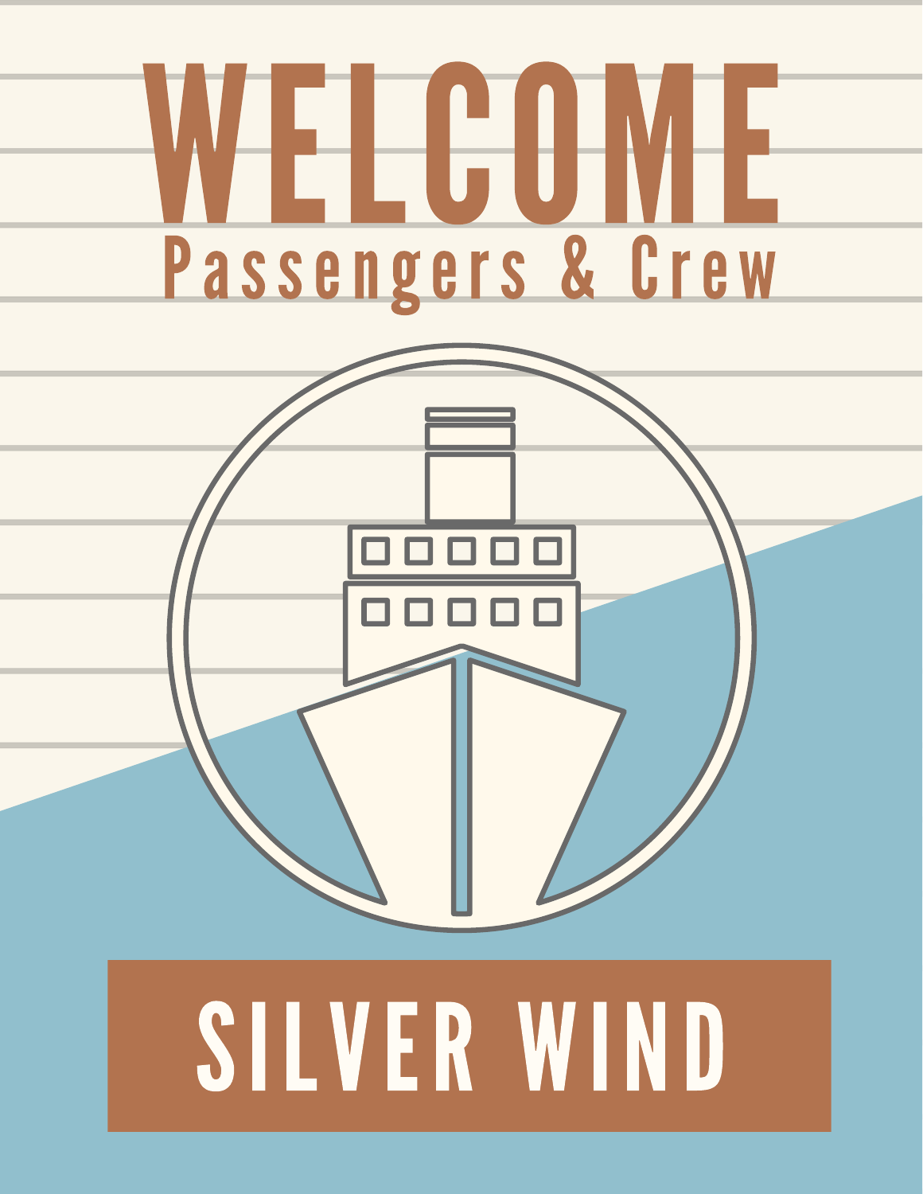# WELCOME

## Passengers & Crew

## SILVER WIND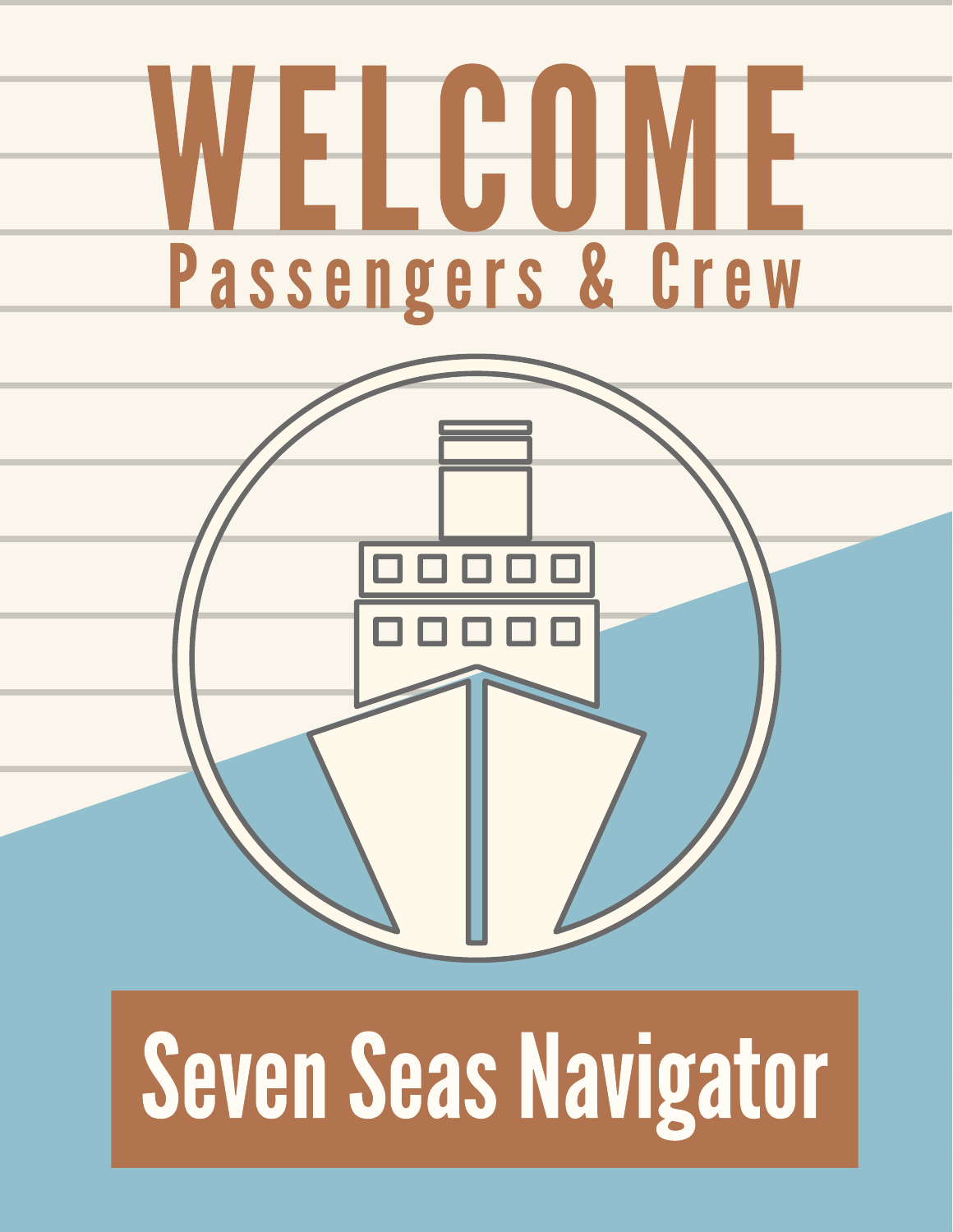# WELCOME

## Passengers & Crew

## Seven Seas Navigator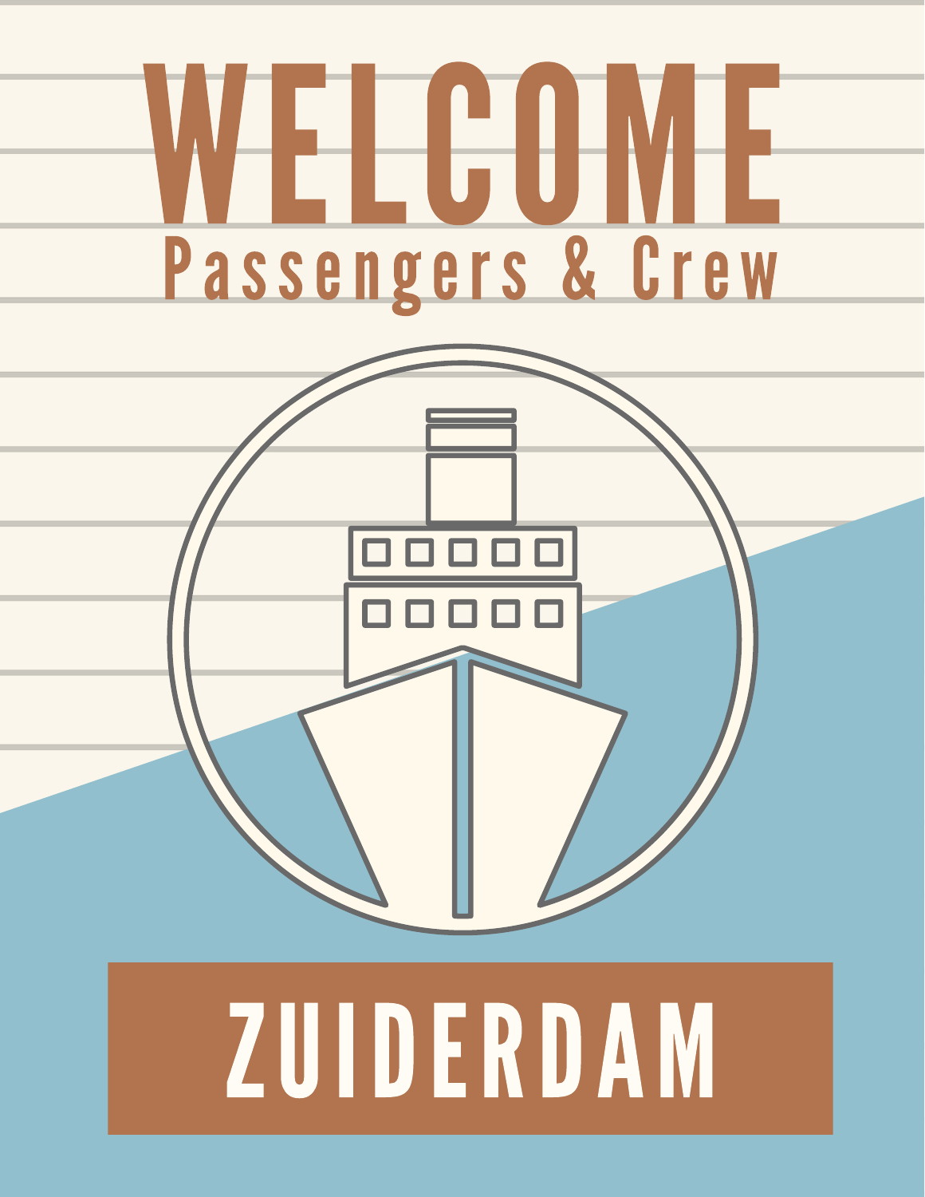# WELCOME

## Passengers & Crew

## ZUIDERDAM